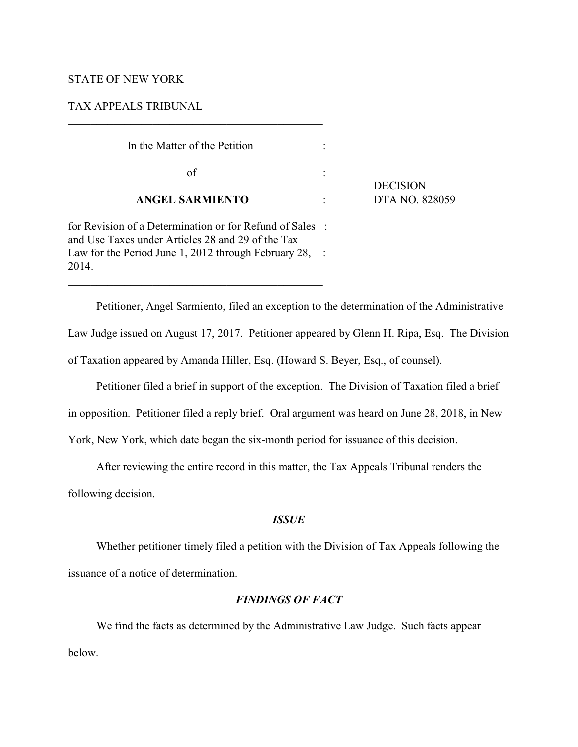STATE OF NEW YORK

TAX APPEALS TRIBUNAL

---

| In the Matter of the Petition of **ANGEL SARMIENTO** for Revision of a Determination or for Refund of Sales and Use Taxes under Articles 28 and 29 of the Tax Law for the Period June 1, 2012 through February 28, 2014. | DECISION DTA NO. 828059 |
| --- | --- |

---

Petitioner, Angel Sarmiento, filed an exception to the determination of the Administrative Law Judge issued on August 17, 2017. Petitioner appeared by Glenn H. Ripa, Esq. The Division of Taxation appeared by Amanda Hiller, Esq. (Howard S. Beyer, Esq., of counsel).

Petitioner filed a brief in support of the exception. The Division of Taxation filed a brief in opposition. Petitioner filed a reply brief. Oral argument was heard on June 28, 2018, in New York, New York, which date began the six-month period for issuance of this decision.

After reviewing the entire record in this matter, the Tax Appeals Tribunal renders the following decision.

## *ISSUE*

Whether petitioner timely filed a petition with the Division of Tax Appeals following the issuance of a notice of determination.

## *FINDINGS OF FACT*

We find the facts as determined by the Administrative Law Judge. Such facts appear below.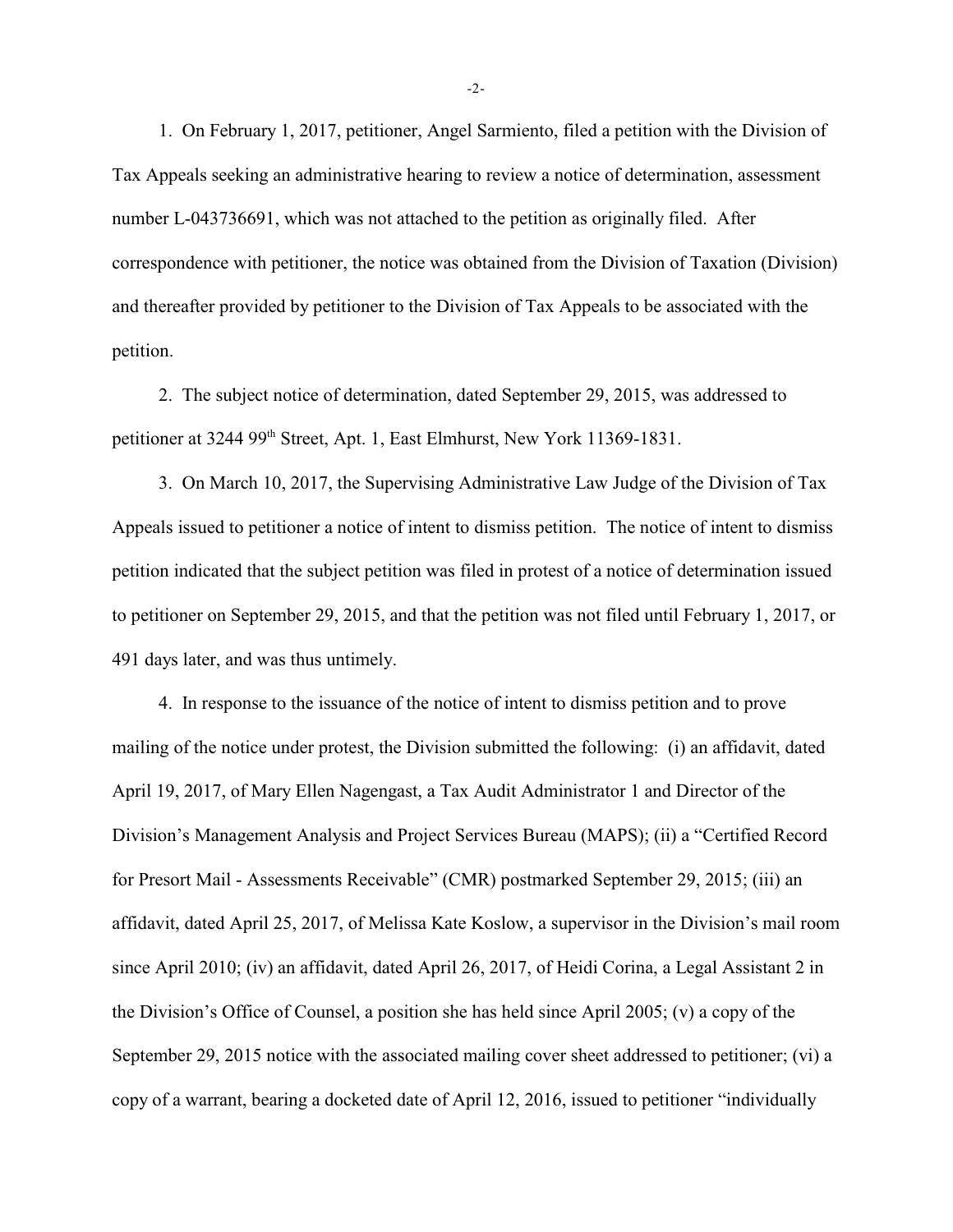1. On February 1, 2017, petitioner, Angel Sarmiento, filed a petition with the Division of Tax Appeals seeking an administrative hearing to review a notice of determination, assessment number L-043736691, which was not attached to the petition as originally filed. After correspondence with petitioner, the notice was obtained from the Division of Taxation (Division) and thereafter provided by petitioner to the Division of Tax Appeals to be associated with the petition.

2. The subject notice of determination, dated September 29, 2015, was addressed to petitioner at 3244 99th Street, Apt. 1, East Elmhurst, New York 11369-1831.

3. On March 10, 2017, the Supervising Administrative Law Judge of the Division of Tax Appeals issued to petitioner a notice of intent to dismiss petition. The notice of intent to dismiss petition indicated that the subject petition was filed in protest of a notice of determination issued to petitioner on September 29, 2015, and that the petition was not filed until February 1, 2017, or 491 days later, and was thus untimely.

4. In response to the issuance of the notice of intent to dismiss petition and to prove mailing of the notice under protest, the Division submitted the following: (i) an affidavit, dated April 19, 2017, of Mary Ellen Nagengast, a Tax Audit Administrator 1 and Director of the Division's Management Analysis and Project Services Bureau (MAPS); (ii) a "Certified Record for Presort Mail - Assessments Receivable" (CMR) postmarked September 29, 2015; (iii) an affidavit, dated April 25, 2017, of Melissa Kate Koslow, a supervisor in the Division's mail room since April 2010; (iv) an affidavit, dated April 26, 2017, of Heidi Corina, a Legal Assistant 2 in the Division's Office of Counsel, a position she has held since April 2005; (v) a copy of the September 29, 2015 notice with the associated mailing cover sheet addressed to petitioner; (vi) a copy of a warrant, bearing a docketed date of April 12, 2016, issued to petitioner "individually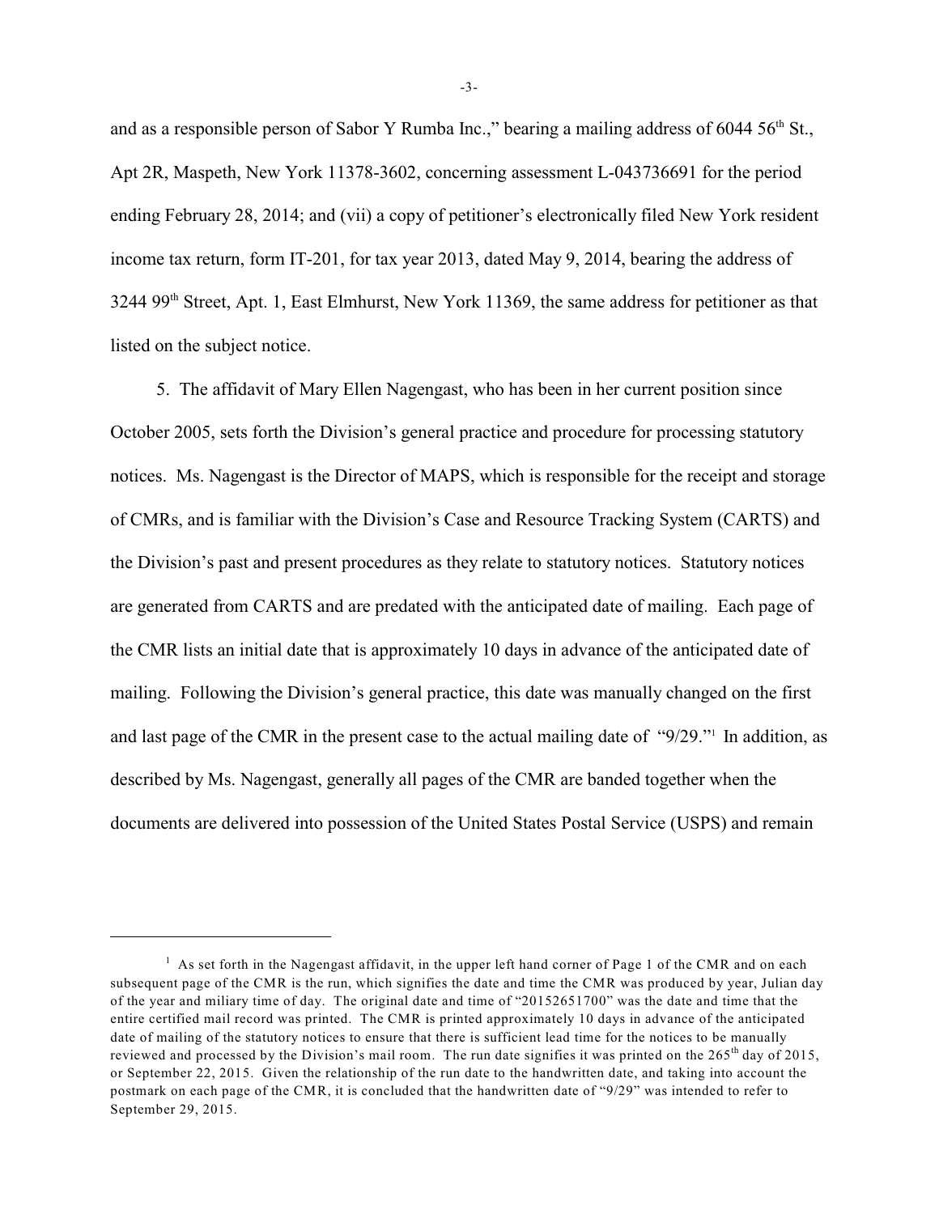and as a responsible person of Sabor Y Rumba Inc.," bearing a mailing address of 6044 56th St., Apt 2R, Maspeth, New York 11378-3602, concerning assessment L-043736691 for the period ending February 28, 2014; and (vii) a copy of petitioner's electronically filed New York resident income tax return, form IT-201, for tax year 2013, dated May 9, 2014, bearing the address of 3244 99th Street, Apt. 1, East Elmhurst, New York 11369, the same address for petitioner as that listed on the subject notice.

5. The affidavit of Mary Ellen Nagengast, who has been in her current position since October 2005, sets forth the Division's general practice and procedure for processing statutory notices. Ms. Nagengast is the Director of MAPS, which is responsible for the receipt and storage of CMRs, and is familiar with the Division's Case and Resource Tracking System (CARTS) and the Division's past and present procedures as they relate to statutory notices. Statutory notices are generated from CARTS and are predated with the anticipated date of mailing. Each page of the CMR lists an initial date that is approximately 10 days in advance of the anticipated date of mailing. Following the Division's general practice, this date was manually changed on the first and last page of the CMR in the present case to the actual mailing date of "9/29."[1] In addition, as described by Ms. Nagengast, generally all pages of the CMR are banded together when the documents are delivered into possession of the United States Postal Service (USPS) and remain

---

[1] As set forth in the Nagengast affidavit, in the upper left hand corner of Page 1 of the CMR and on each subsequent page of the CMR is the run, which signifies the date and time the CMR was produced by year, Julian day of the year and miliary time of day. The original date and time of "20152651700" was the date and time that the entire certified mail record was printed. The CMR is printed approximately 10 days in advance of the anticipated date of mailing of the statutory notices to ensure that there is sufficient lead time for the notices to be manually reviewed and processed by the Division's mail room. The run date signifies it was printed on the 265th day of 2015, or September 22, 2015. Given the relationship of the run date to the handwritten date, and taking into account the postmark on each page of the CMR, it is concluded that the handwritten date of "9/29" was intended to refer to September 29, 2015.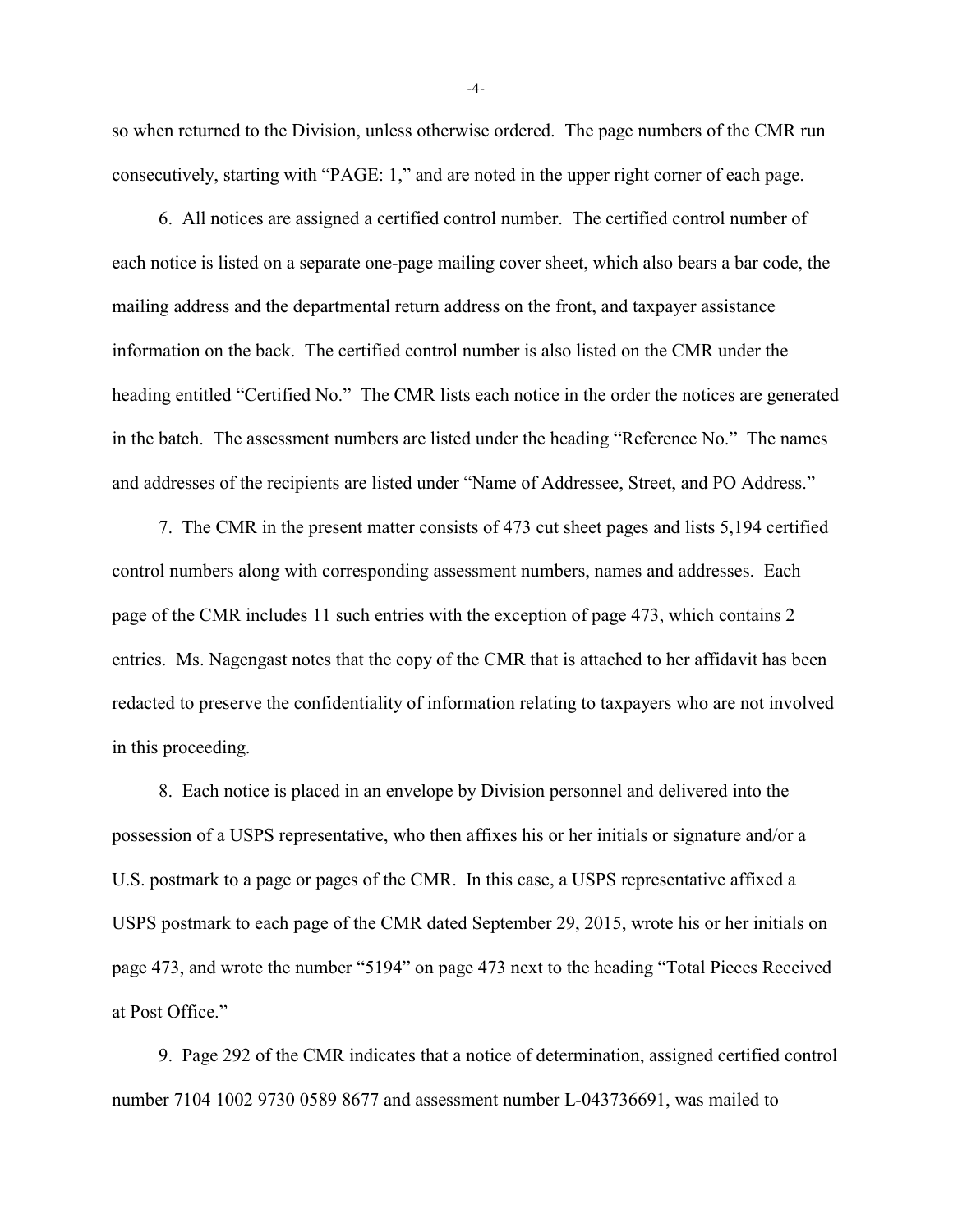so when returned to the Division, unless otherwise ordered. The page numbers of the CMR run consecutively, starting with "PAGE: 1," and are noted in the upper right corner of each page.

6. All notices are assigned a certified control number. The certified control number of each notice is listed on a separate one-page mailing cover sheet, which also bears a bar code, the mailing address and the departmental return address on the front, and taxpayer assistance information on the back. The certified control number is also listed on the CMR under the heading entitled "Certified No." The CMR lists each notice in the order the notices are generated in the batch. The assessment numbers are listed under the heading "Reference No." The names and addresses of the recipients are listed under "Name of Addressee, Street, and PO Address."

7. The CMR in the present matter consists of 473 cut sheet pages and lists 5,194 certified control numbers along with corresponding assessment numbers, names and addresses. Each page of the CMR includes 11 such entries with the exception of page 473, which contains 2 entries. Ms. Nagengast notes that the copy of the CMR that is attached to her affidavit has been redacted to preserve the confidentiality of information relating to taxpayers who are not involved in this proceeding.

8. Each notice is placed in an envelope by Division personnel and delivered into the possession of a USPS representative, who then affixes his or her initials or signature and/or a U.S. postmark to a page or pages of the CMR. In this case, a USPS representative affixed a USPS postmark to each page of the CMR dated September 29, 2015, wrote his or her initials on page 473, and wrote the number "5194" on page 473 next to the heading "Total Pieces Received at Post Office."

9. Page 292 of the CMR indicates that a notice of determination, assigned certified control number 7104 1002 9730 0589 8677 and assessment number L-043736691, was mailed to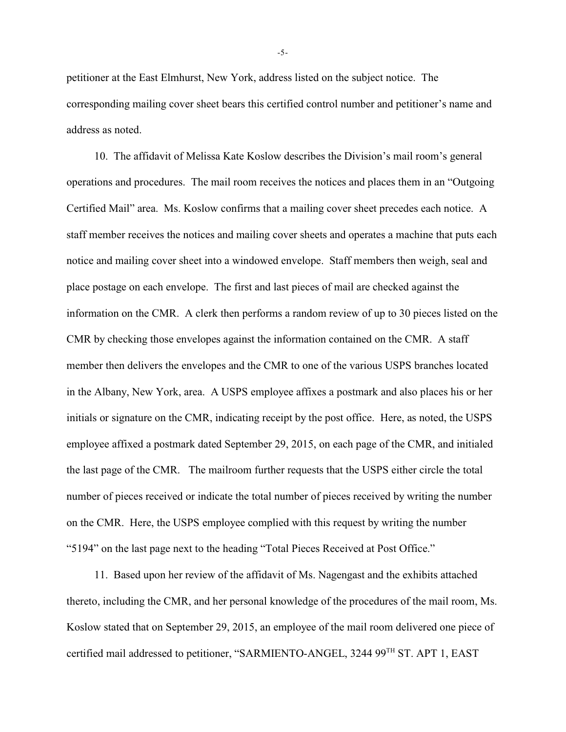petitioner at the East Elmhurst, New York, address listed on the subject notice. The corresponding mailing cover sheet bears this certified control number and petitioner's name and address as noted.

10. The affidavit of Melissa Kate Koslow describes the Division's mail room's general operations and procedures. The mail room receives the notices and places them in an "Outgoing Certified Mail" area. Ms. Koslow confirms that a mailing cover sheet precedes each notice. A staff member receives the notices and mailing cover sheets and operates a machine that puts each notice and mailing cover sheet into a windowed envelope. Staff members then weigh, seal and place postage on each envelope. The first and last pieces of mail are checked against the information on the CMR. A clerk then performs a random review of up to 30 pieces listed on the CMR by checking those envelopes against the information contained on the CMR. A staff member then delivers the envelopes and the CMR to one of the various USPS branches located in the Albany, New York, area. A USPS employee affixes a postmark and also places his or her initials or signature on the CMR, indicating receipt by the post office. Here, as noted, the USPS employee affixed a postmark dated September 29, 2015, on each page of the CMR, and initialed the last page of the CMR. The mailroom further requests that the USPS either circle the total number of pieces received or indicate the total number of pieces received by writing the number on the CMR. Here, the USPS employee complied with this request by writing the number "5194" on the last page next to the heading "Total Pieces Received at Post Office."

11. Based upon her review of the affidavit of Ms. Nagengast and the exhibits attached thereto, including the CMR, and her personal knowledge of the procedures of the mail room, Ms. Koslow stated that on September 29, 2015, an employee of the mail room delivered one piece of certified mail addressed to petitioner, "SARMIENTO-ANGEL, 3244 99TH ST. APT 1, EAST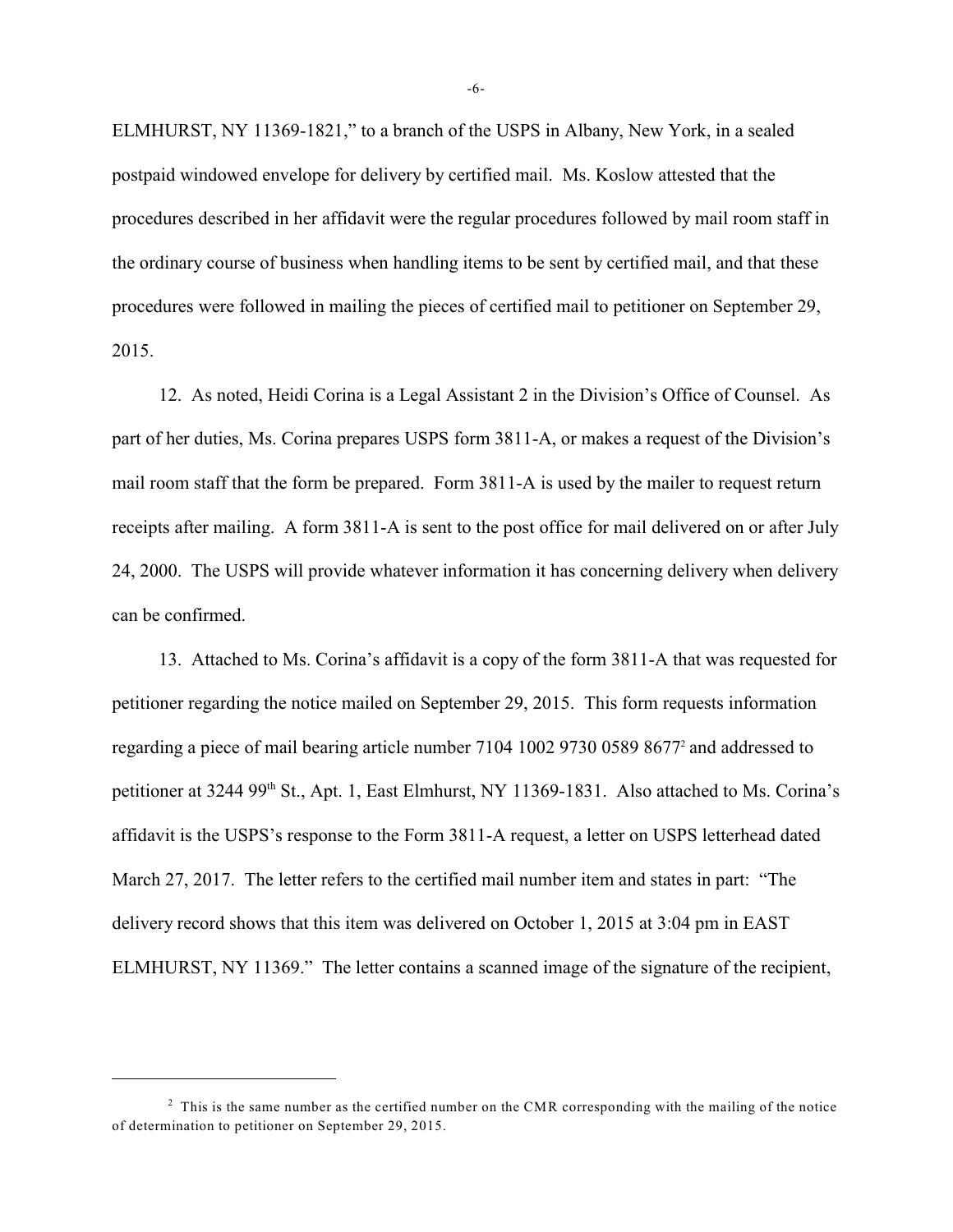ELMHURST, NY 11369-1821," to a branch of the USPS in Albany, New York, in a sealed postpaid windowed envelope for delivery by certified mail. Ms. Koslow attested that the procedures described in her affidavit were the regular procedures followed by mail room staff in the ordinary course of business when handling items to be sent by certified mail, and that these procedures were followed in mailing the pieces of certified mail to petitioner on September 29, 2015.

12. As noted, Heidi Corina is a Legal Assistant 2 in the Division's Office of Counsel. As part of her duties, Ms. Corina prepares USPS form 3811-A, or makes a request of the Division's mail room staff that the form be prepared. Form 3811-A is used by the mailer to request return receipts after mailing. A form 3811-A is sent to the post office for mail delivered on or after July 24, 2000. The USPS will provide whatever information it has concerning delivery when delivery can be confirmed.

13. Attached to Ms. Corina's affidavit is a copy of the form 3811-A that was requested for petitioner regarding the notice mailed on September 29, 2015. This form requests information regarding a piece of mail bearing article number 7104 1002 9730 0589 8677[2] and addressed to petitioner at 3244 99th St., Apt. 1, East Elmhurst, NY 11369-1831. Also attached to Ms. Corina's affidavit is the USPS's response to the Form 3811-A request, a letter on USPS letterhead dated March 27, 2017. The letter refers to the certified mail number item and states in part: "The delivery record shows that this item was delivered on October 1, 2015 at 3:04 pm in EAST ELMHURST, NY 11369." The letter contains a scanned image of the signature of the recipient,

---

[2] This is the same number as the certified number on the CMR corresponding with the mailing of the notice of determination to petitioner on September 29, 2015.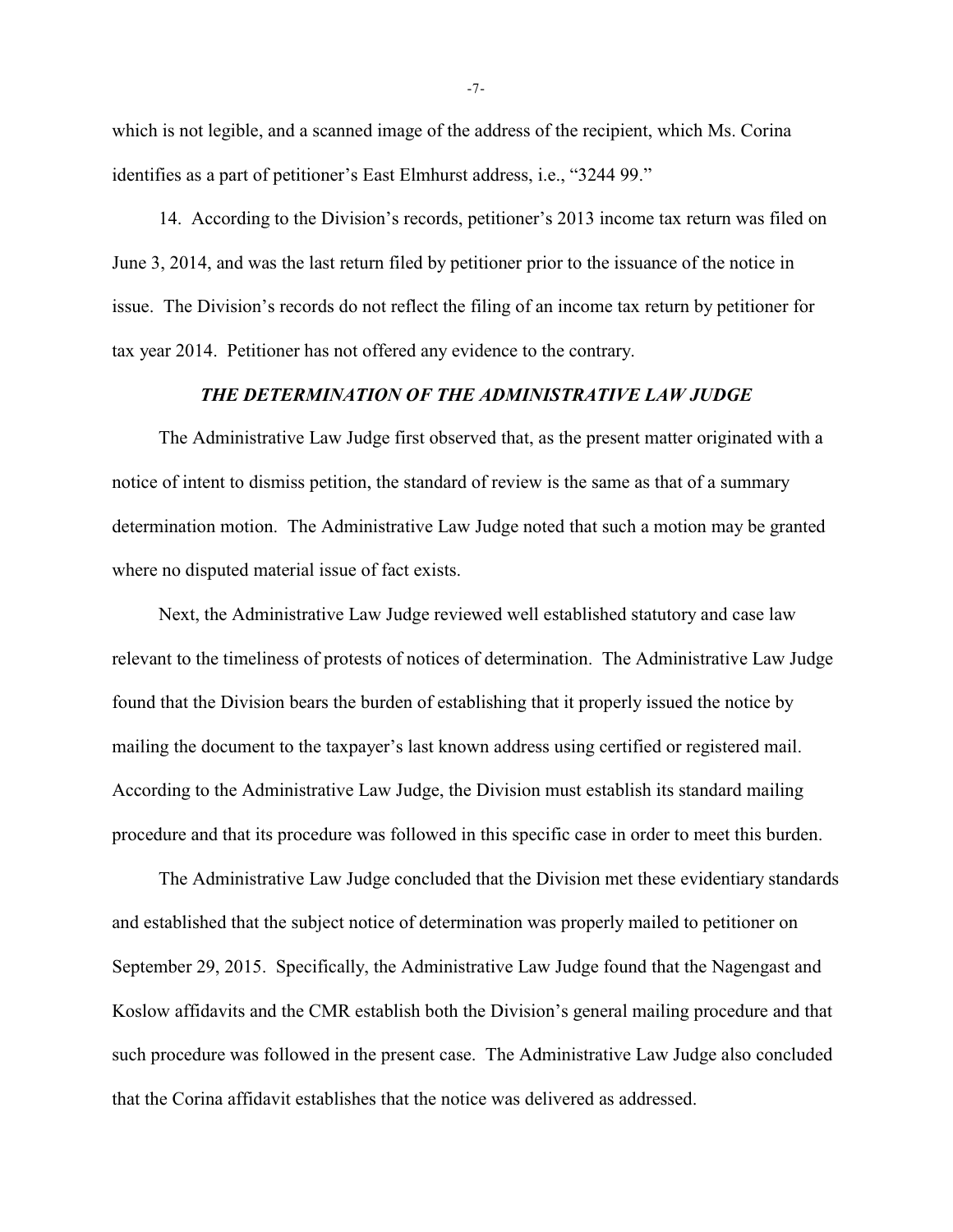which is not legible, and a scanned image of the address of the recipient, which Ms. Corina identifies as a part of petitioner's East Elmhurst address, i.e., "3244 99."

14. According to the Division's records, petitioner's 2013 income tax return was filed on June 3, 2014, and was the last return filed by petitioner prior to the issuance of the notice in issue. The Division's records do not reflect the filing of an income tax return by petitioner for tax year 2014. Petitioner has not offered any evidence to the contrary.

### *THE DETERMINATION OF THE ADMINISTRATIVE LAW JUDGE*

The Administrative Law Judge first observed that, as the present matter originated with a notice of intent to dismiss petition, the standard of review is the same as that of a summary determination motion. The Administrative Law Judge noted that such a motion may be granted where no disputed material issue of fact exists.

Next, the Administrative Law Judge reviewed well established statutory and case law relevant to the timeliness of protests of notices of determination. The Administrative Law Judge found that the Division bears the burden of establishing that it properly issued the notice by mailing the document to the taxpayer's last known address using certified or registered mail. According to the Administrative Law Judge, the Division must establish its standard mailing procedure and that its procedure was followed in this specific case in order to meet this burden.

The Administrative Law Judge concluded that the Division met these evidentiary standards and established that the subject notice of determination was properly mailed to petitioner on September 29, 2015. Specifically, the Administrative Law Judge found that the Nagengast and Koslow affidavits and the CMR establish both the Division's general mailing procedure and that such procedure was followed in the present case. The Administrative Law Judge also concluded that the Corina affidavit establishes that the notice was delivered as addressed.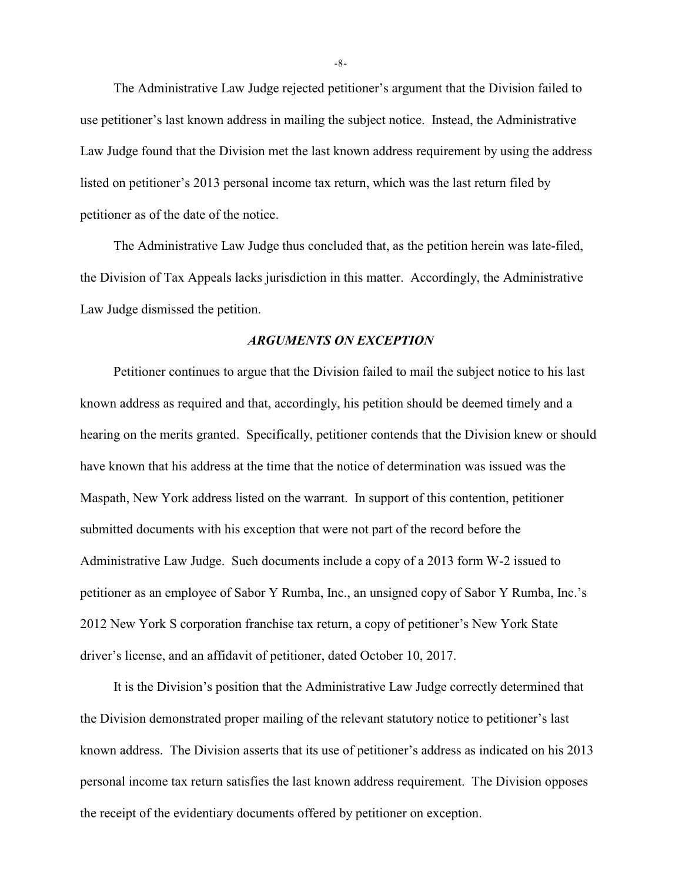The Administrative Law Judge rejected petitioner's argument that the Division failed to use petitioner's last known address in mailing the subject notice. Instead, the Administrative Law Judge found that the Division met the last known address requirement by using the address listed on petitioner's 2013 personal income tax return, which was the last return filed by petitioner as of the date of the notice.

The Administrative Law Judge thus concluded that, as the petition herein was late-filed, the Division of Tax Appeals lacks jurisdiction in this matter. Accordingly, the Administrative Law Judge dismissed the petition.

### *ARGUMENTS ON EXCEPTION*

Petitioner continues to argue that the Division failed to mail the subject notice to his last known address as required and that, accordingly, his petition should be deemed timely and a hearing on the merits granted. Specifically, petitioner contends that the Division knew or should have known that his address at the time that the notice of determination was issued was the Maspath, New York address listed on the warrant. In support of this contention, petitioner submitted documents with his exception that were not part of the record before the Administrative Law Judge. Such documents include a copy of a 2013 form W-2 issued to petitioner as an employee of Sabor Y Rumba, Inc., an unsigned copy of Sabor Y Rumba, Inc.'s 2012 New York S corporation franchise tax return, a copy of petitioner's New York State driver's license, and an affidavit of petitioner, dated October 10, 2017.

It is the Division's position that the Administrative Law Judge correctly determined that the Division demonstrated proper mailing of the relevant statutory notice to petitioner's last known address. The Division asserts that its use of petitioner's address as indicated on his 2013 personal income tax return satisfies the last known address requirement. The Division opposes the receipt of the evidentiary documents offered by petitioner on exception.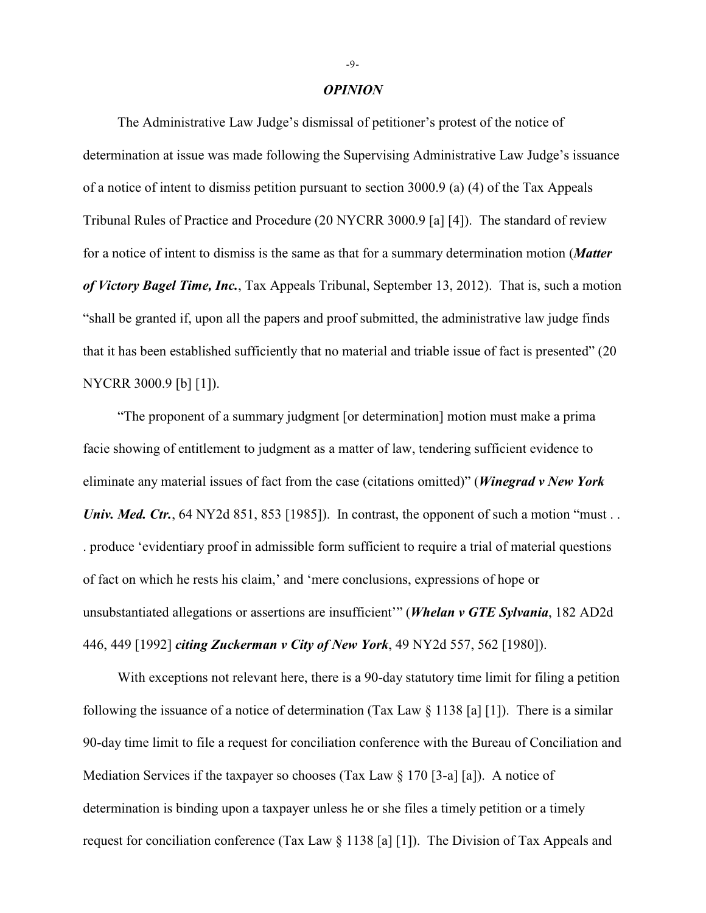## *OPINION*

The Administrative Law Judge's dismissal of petitioner's protest of the notice of determination at issue was made following the Supervising Administrative Law Judge's issuance of a notice of intent to dismiss petition pursuant to section 3000.9 (a) (4) of the Tax Appeals Tribunal Rules of Practice and Procedure (20 NYCRR 3000.9 [a] [4]). The standard of review for a notice of intent to dismiss is the same as that for a summary determination motion (***Matter of Victory Bagel Time, Inc.***, Tax Appeals Tribunal, September 13, 2012). That is, such a motion "shall be granted if, upon all the papers and proof submitted, the administrative law judge finds that it has been established sufficiently that no material and triable issue of fact is presented" (20 NYCRR 3000.9 [b] [1]).

"The proponent of a summary judgment [or determination] motion must make a prima facie showing of entitlement to judgment as a matter of law, tendering sufficient evidence to eliminate any material issues of fact from the case (citations omitted)" (***Winegrad v New York Univ. Med. Ctr.***, 64 NY2d 851, 853 [1985]). In contrast, the opponent of such a motion "must . . . produce 'evidentiary proof in admissible form sufficient to require a trial of material questions of fact on which he rests his claim,' and 'mere conclusions, expressions of hope or unsubstantiated allegations or assertions are insufficient'" (***Whelan v GTE Sylvania***, 182 AD2d 446, 449 [1992] ***citing Zuckerman v City of New York***, 49 NY2d 557, 562 [1980]).

With exceptions not relevant here, there is a 90-day statutory time limit for filing a petition following the issuance of a notice of determination (Tax Law § 1138 [a] [1]). There is a similar 90-day time limit to file a request for conciliation conference with the Bureau of Conciliation and Mediation Services if the taxpayer so chooses (Tax Law § 170 [3-a] [a]). A notice of determination is binding upon a taxpayer unless he or she files a timely petition or a timely request for conciliation conference (Tax Law § 1138 [a] [1]). The Division of Tax Appeals and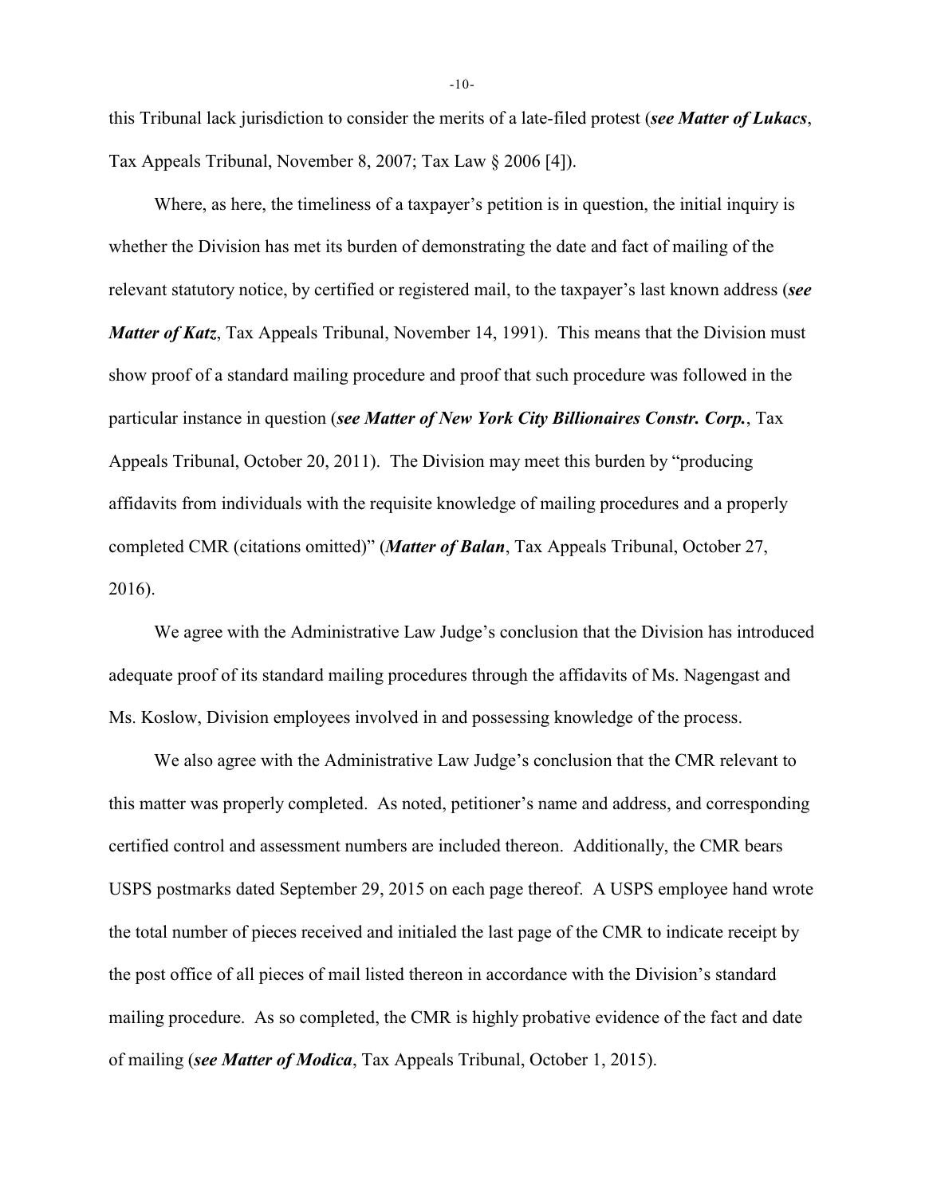this Tribunal lack jurisdiction to consider the merits of a late-filed protest (***see Matter of Lukacs***, Tax Appeals Tribunal, November 8, 2007; Tax Law § 2006 [4]).

Where, as here, the timeliness of a taxpayer's petition is in question, the initial inquiry is whether the Division has met its burden of demonstrating the date and fact of mailing of the relevant statutory notice, by certified or registered mail, to the taxpayer's last known address (***see Matter of Katz***, Tax Appeals Tribunal, November 14, 1991). This means that the Division must show proof of a standard mailing procedure and proof that such procedure was followed in the particular instance in question (***see Matter of New York City Billionaires Constr. Corp.***, Tax Appeals Tribunal, October 20, 2011). The Division may meet this burden by "producing affidavits from individuals with the requisite knowledge of mailing procedures and a properly completed CMR (citations omitted)" (***Matter of Balan***, Tax Appeals Tribunal, October 27, 2016).

We agree with the Administrative Law Judge's conclusion that the Division has introduced adequate proof of its standard mailing procedures through the affidavits of Ms. Nagengast and Ms. Koslow, Division employees involved in and possessing knowledge of the process.

We also agree with the Administrative Law Judge's conclusion that the CMR relevant to this matter was properly completed. As noted, petitioner's name and address, and corresponding certified control and assessment numbers are included thereon. Additionally, the CMR bears USPS postmarks dated September 29, 2015 on each page thereof. A USPS employee hand wrote the total number of pieces received and initialed the last page of the CMR to indicate receipt by the post office of all pieces of mail listed thereon in accordance with the Division's standard mailing procedure. As so completed, the CMR is highly probative evidence of the fact and date of mailing (***see Matter of Modica***, Tax Appeals Tribunal, October 1, 2015).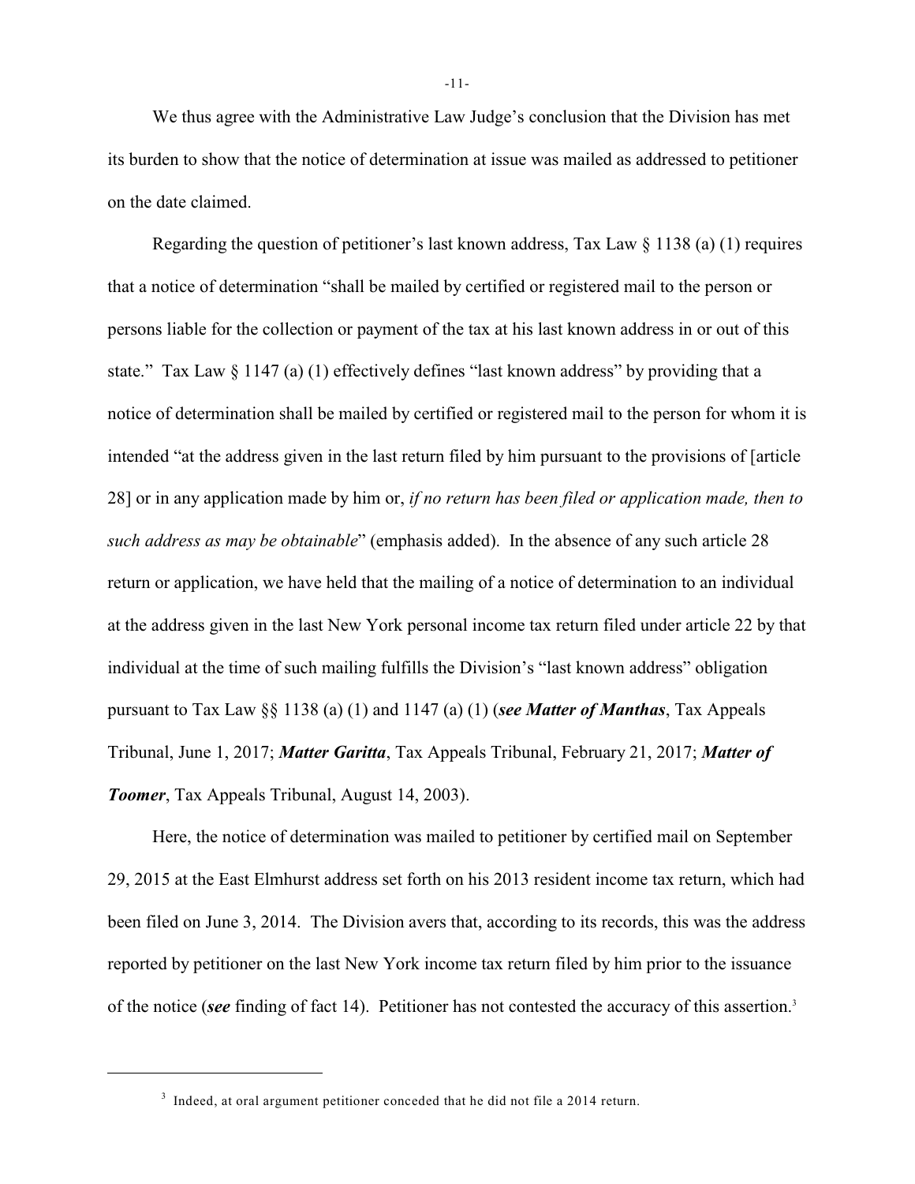We thus agree with the Administrative Law Judge's conclusion that the Division has met its burden to show that the notice of determination at issue was mailed as addressed to petitioner on the date claimed.

Regarding the question of petitioner's last known address, Tax Law § 1138 (a) (1) requires that a notice of determination "shall be mailed by certified or registered mail to the person or persons liable for the collection or payment of the tax at his last known address in or out of this state." Tax Law § 1147 (a) (1) effectively defines "last known address" by providing that a notice of determination shall be mailed by certified or registered mail to the person for whom it is intended "at the address given in the last return filed by him pursuant to the provisions of [article 28] or in any application made by him or, *if no return has been filed or application made, then to such address as may be obtainable*" (emphasis added). In the absence of any such article 28 return or application, we have held that the mailing of a notice of determination to an individual at the address given in the last New York personal income tax return filed under article 22 by that individual at the time of such mailing fulfills the Division's "last known address" obligation pursuant to Tax Law §§ 1138 (a) (1) and 1147 (a) (1) (***see Matter of Manthas***, Tax Appeals Tribunal, June 1, 2017; ***Matter Garitta***, Tax Appeals Tribunal, February 21, 2017; ***Matter of Toomer***, Tax Appeals Tribunal, August 14, 2003).

Here, the notice of determination was mailed to petitioner by certified mail on September 29, 2015 at the East Elmhurst address set forth on his 2013 resident income tax return, which had been filed on June 3, 2014. The Division avers that, according to its records, this was the address reported by petitioner on the last New York income tax return filed by him prior to the issuance of the notice (***see*** finding of fact 14). Petitioner has not contested the accuracy of this assertion.[3]

[3] Indeed, at oral argument petitioner conceded that he did not file a 2014 return.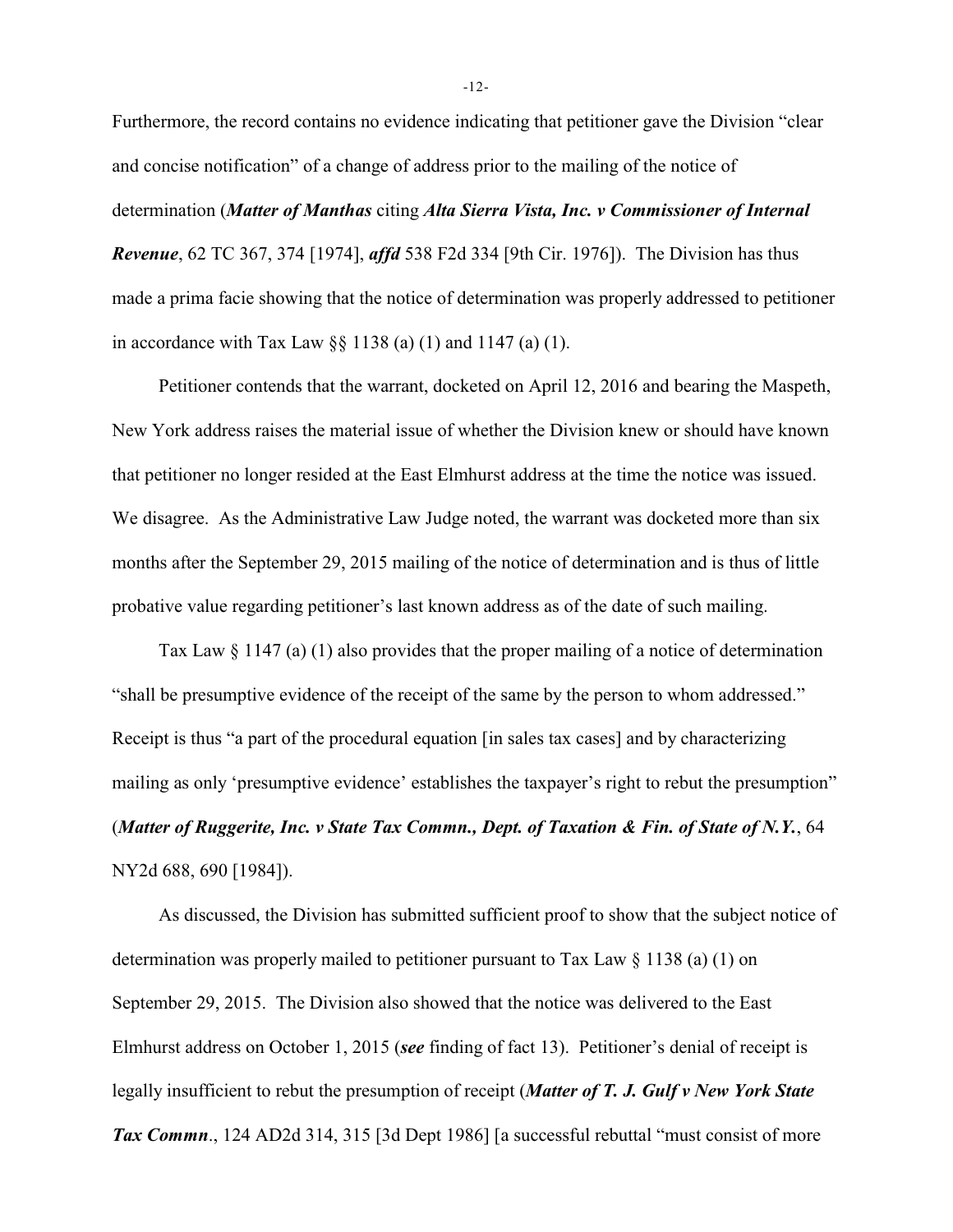Furthermore, the record contains no evidence indicating that petitioner gave the Division "clear and concise notification" of a change of address prior to the mailing of the notice of determination (***Matter of Manthas*** citing ***Alta Sierra Vista, Inc. v Commissioner of Internal Revenue***, 62 TC 367, 374 [1974], ***affd*** 538 F2d 334 [9th Cir. 1976]). The Division has thus made a prima facie showing that the notice of determination was properly addressed to petitioner in accordance with Tax Law §§ 1138 (a) (1) and 1147 (a) (1).

Petitioner contends that the warrant, docketed on April 12, 2016 and bearing the Maspeth, New York address raises the material issue of whether the Division knew or should have known that petitioner no longer resided at the East Elmhurst address at the time the notice was issued. We disagree. As the Administrative Law Judge noted, the warrant was docketed more than six months after the September 29, 2015 mailing of the notice of determination and is thus of little probative value regarding petitioner's last known address as of the date of such mailing.

Tax Law § 1147 (a) (1) also provides that the proper mailing of a notice of determination "shall be presumptive evidence of the receipt of the same by the person to whom addressed." Receipt is thus "a part of the procedural equation [in sales tax cases] and by characterizing mailing as only 'presumptive evidence' establishes the taxpayer's right to rebut the presumption" (***Matter of Ruggerite, Inc. v State Tax Commn., Dept. of Taxation & Fin. of State of N.Y.***, 64 NY2d 688, 690 [1984]).

As discussed, the Division has submitted sufficient proof to show that the subject notice of determination was properly mailed to petitioner pursuant to Tax Law § 1138 (a) (1) on September 29, 2015. The Division also showed that the notice was delivered to the East Elmhurst address on October 1, 2015 (***see*** finding of fact 13). Petitioner's denial of receipt is legally insufficient to rebut the presumption of receipt (***Matter of T. J. Gulf v New York State Tax Commn***., 124 AD2d 314, 315 [3d Dept 1986] [a successful rebuttal "must consist of more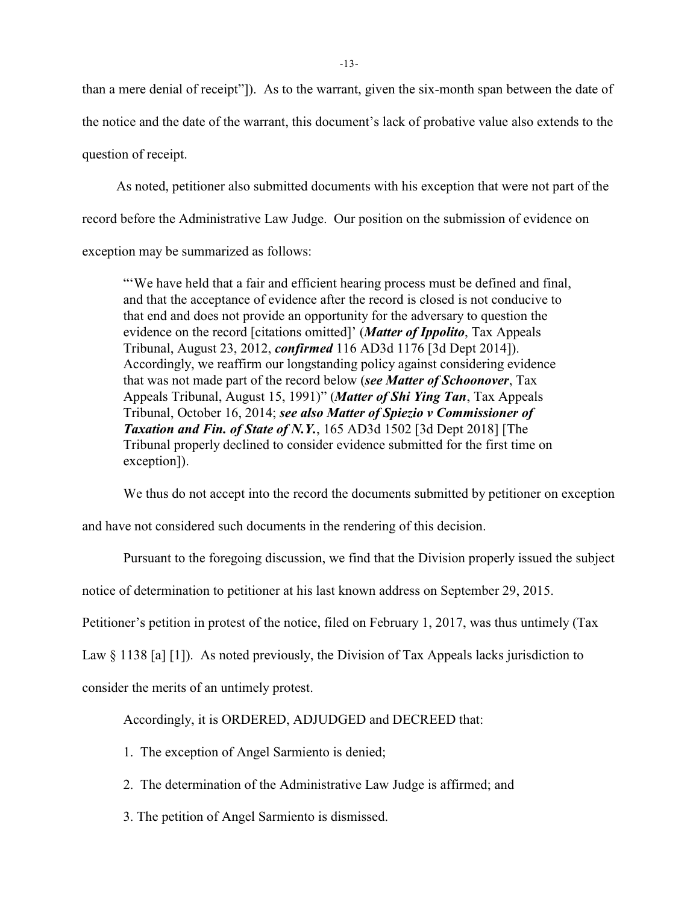than a mere denial of receipt"]). As to the warrant, given the six-month span between the date of the notice and the date of the warrant, this document's lack of probative value also extends to the question of receipt.

As noted, petitioner also submitted documents with his exception that were not part of the record before the Administrative Law Judge. Our position on the submission of evidence on exception may be summarized as follows:

> "'We have held that a fair and efficient hearing process must be defined and final, and that the acceptance of evidence after the record is closed is not conducive to that end and does not provide an opportunity for the adversary to question the evidence on the record [citations omitted]' (***Matter of Ippolito***, Tax Appeals Tribunal, August 23, 2012, ***confirmed*** 116 AD3d 1176 [3d Dept 2014]). Accordingly, we reaffirm our longstanding policy against considering evidence that was not made part of the record below (***see Matter of Schoonover***, Tax Appeals Tribunal, August 15, 1991)" (***Matter of Shi Ying Tan***, Tax Appeals Tribunal, October 16, 2014; ***see also Matter of Spiezio v Commissioner of Taxation and Fin. of State of N.Y.***, 165 AD3d 1502 [3d Dept 2018] [The Tribunal properly declined to consider evidence submitted for the first time on exception]).

We thus do not accept into the record the documents submitted by petitioner on exception and have not considered such documents in the rendering of this decision.

Pursuant to the foregoing discussion, we find that the Division properly issued the subject notice of determination to petitioner at his last known address on September 29, 2015. Petitioner's petition in protest of the notice, filed on February 1, 2017, was thus untimely (Tax Law § 1138 [a] [1]). As noted previously, the Division of Tax Appeals lacks jurisdiction to consider the merits of an untimely protest.

Accordingly, it is ORDERED, ADJUDGED and DECREED that:

1. The exception of Angel Sarmiento is denied;

2. The determination of the Administrative Law Judge is affirmed; and

3. The petition of Angel Sarmiento is dismissed.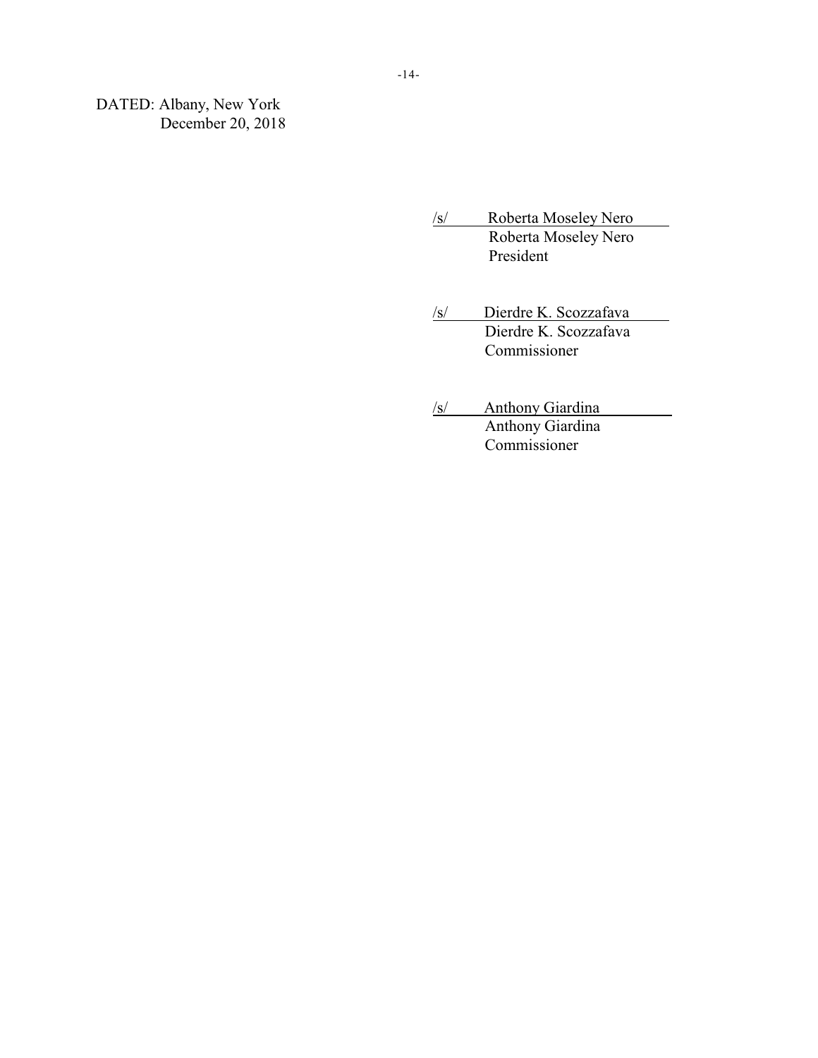DATED: Albany, New York
December 20, 2018

/s/ Roberta Moseley Nero
Roberta Moseley Nero
President

/s/ Dierdre K. Scozzafava
Dierdre K. Scozzafava
Commissioner

/s/ Anthony Giardina
Anthony Giardina
Commissioner